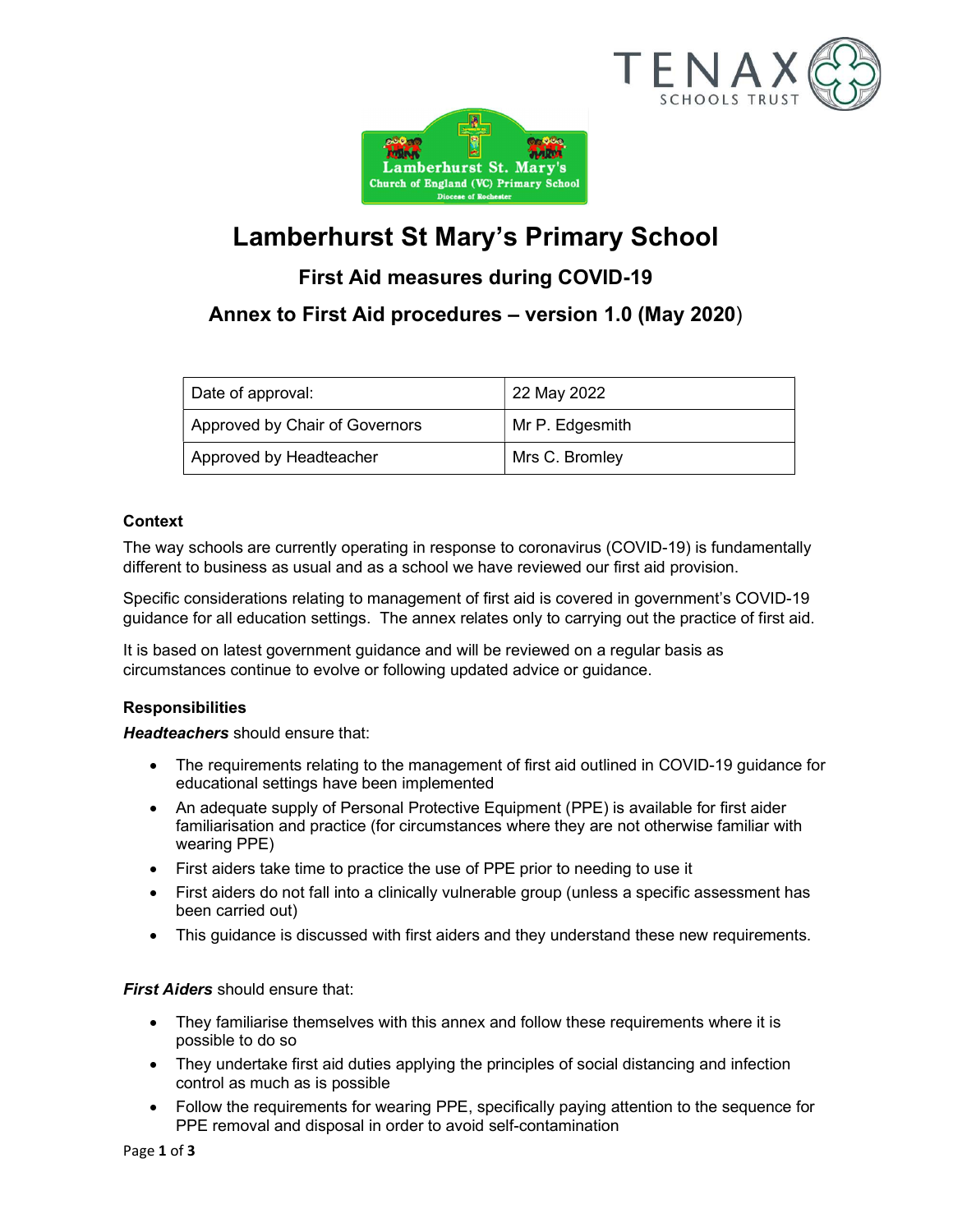# Lamberhurst St Mary's Primary School

## First Aid measures during COVID-19

## Annex to First Aid procedures – version 1.0 (May 2020)

| Date of approval: | 22 May 2022 |
|---|---|
| Approved by Chair of Governors | Mr P. Edgesmith |
| Approved by Headteacher | Mrs C. Bromley |

### Context

The way schools are currently operating in response to coronavirus (COVID-19) is fundamentally different to business as usual and as a school we have reviewed our first aid provision.

Specific considerations relating to management of first aid is covered in government's COVID-19 guidance for all education settings. The annex relates only to carrying out the practice of first aid.

It is based on latest government guidance and will be reviewed on a regular basis as circumstances continue to evolve or following updated advice or guidance.

### Responsibilities

***Headteachers*** should ensure that:

- The requirements relating to the management of first aid outlined in COVID-19 guidance for educational settings have been implemented
- An adequate supply of Personal Protective Equipment (PPE) is available for first aider familiarisation and practice (for circumstances where they are not otherwise familiar with wearing PPE)
- First aiders take time to practice the use of PPE prior to needing to use it
- First aiders do not fall into a clinically vulnerable group (unless a specific assessment has been carried out)
- This guidance is discussed with first aiders and they understand these new requirements.

***First Aiders*** should ensure that:

- They familiarise themselves with this annex and follow these requirements where it is possible to do so
- They undertake first aid duties applying the principles of social distancing and infection control as much as is possible
- Follow the requirements for wearing PPE, specifically paying attention to the sequence for PPE removal and disposal in order to avoid self-contamination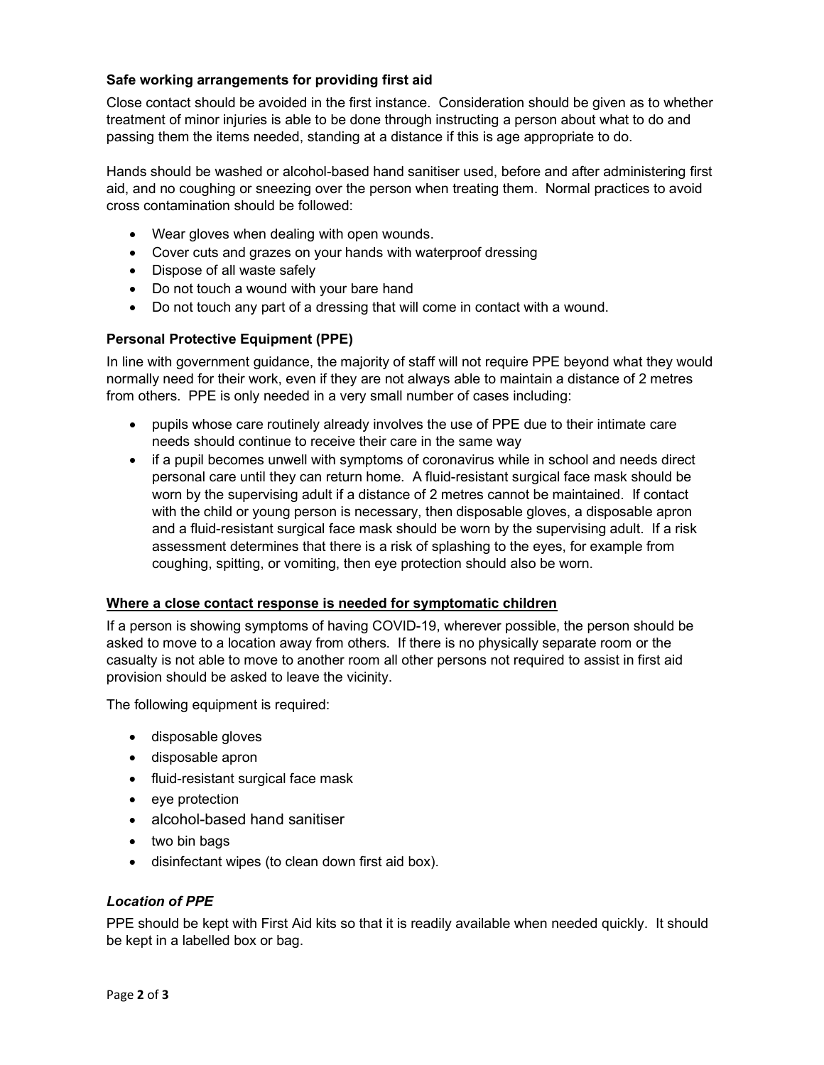### Safe working arrangements for providing first aid

Close contact should be avoided in the first instance. Consideration should be given as to whether treatment of minor injuries is able to be done through instructing a person about what to do and passing them the items needed, standing at a distance if this is age appropriate to do.

Hands should be washed or alcohol-based hand sanitiser used, before and after administering first aid, and no coughing or sneezing over the person when treating them. Normal practices to avoid cross contamination should be followed:

- Wear gloves when dealing with open wounds.
- Cover cuts and grazes on your hands with waterproof dressing
- Dispose of all waste safely
- Do not touch a wound with your bare hand
- Do not touch any part of a dressing that will come in contact with a wound.

### Personal Protective Equipment (PPE)

In line with government guidance, the majority of staff will not require PPE beyond what they would normally need for their work, even if they are not always able to maintain a distance of 2 metres from others. PPE is only needed in a very small number of cases including:

- pupils whose care routinely already involves the use of PPE due to their intimate care needs should continue to receive their care in the same way
- if a pupil becomes unwell with symptoms of coronavirus while in school and needs direct personal care until they can return home. A fluid-resistant surgical face mask should be worn by the supervising adult if a distance of 2 metres cannot be maintained. If contact with the child or young person is necessary, then disposable gloves, a disposable apron and a fluid-resistant surgical face mask should be worn by the supervising adult. If a risk assessment determines that there is a risk of splashing to the eyes, for example from coughing, spitting, or vomiting, then eye protection should also be worn.

### Where a close contact response is needed for symptomatic children

If a person is showing symptoms of having COVID-19, wherever possible, the person should be asked to move to a location away from others. If there is no physically separate room or the casualty is not able to move to another room all other persons not required to assist in first aid provision should be asked to leave the vicinity.

The following equipment is required:

- disposable gloves
- disposable apron
- fluid-resistant surgical face mask
- eye protection
- alcohol-based hand sanitiser
- two bin bags
- disinfectant wipes (to clean down first aid box).

#### *Location of PPE*

PPE should be kept with First Aid kits so that it is readily available when needed quickly. It should be kept in a labelled box or bag.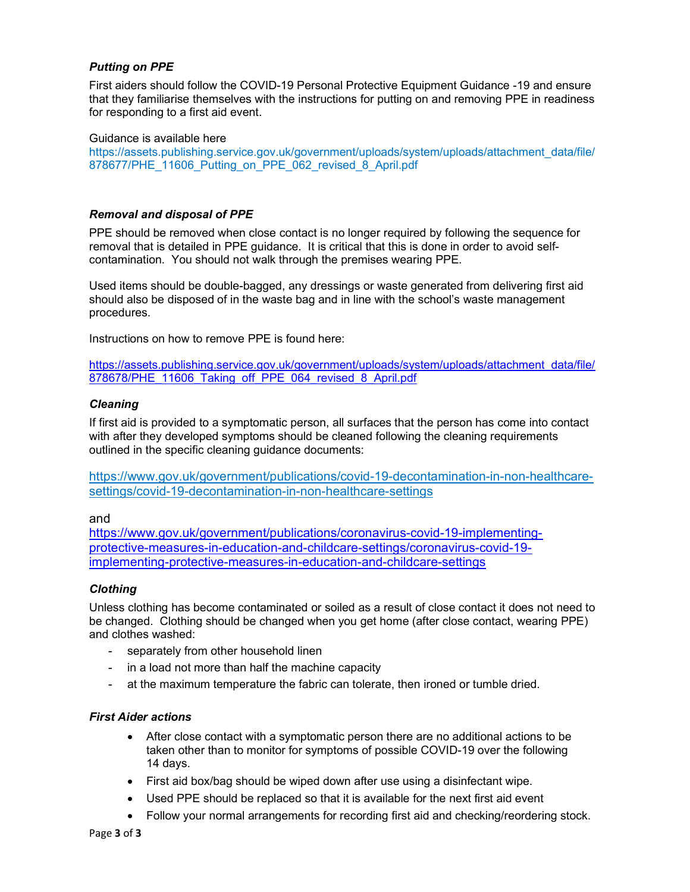### *Putting on PPE*

First aiders should follow the COVID-19 Personal Protective Equipment Guidance -19 and ensure that they familiarise themselves with the instructions for putting on and removing PPE in readiness for responding to a first aid event.

Guidance is available here
https://assets.publishing.service.gov.uk/government/uploads/system/uploads/attachment_data/file/878677/PHE_11606_Putting_on_PPE_062_revised_8_April.pdf

### *Removal and disposal of PPE*

PPE should be removed when close contact is no longer required by following the sequence for removal that is detailed in PPE guidance. It is critical that this is done in order to avoid self-contamination. You should not walk through the premises wearing PPE.

Used items should be double-bagged, any dressings or waste generated from delivering first aid should also be disposed of in the waste bag and in line with the school's waste management procedures.

Instructions on how to remove PPE is found here:

https://assets.publishing.service.gov.uk/government/uploads/system/uploads/attachment_data/file/878678/PHE_11606_Taking_off_PPE_064_revised_8_April.pdf

### *Cleaning*

If first aid is provided to a symptomatic person, all surfaces that the person has come into contact with after they developed symptoms should be cleaned following the cleaning requirements outlined in the specific cleaning guidance documents:

https://www.gov.uk/government/publications/covid-19-decontamination-in-non-healthcare-settings/covid-19-decontamination-in-non-healthcare-settings

and
https://www.gov.uk/government/publications/coronavirus-covid-19-implementing-protective-measures-in-education-and-childcare-settings/coronavirus-covid-19-implementing-protective-measures-in-education-and-childcare-settings

### *Clothing*

Unless clothing has become contaminated or soiled as a result of close contact it does not need to be changed. Clothing should be changed when you get home (after close contact, wearing PPE) and clothes washed:

- separately from other household linen
- in a load not more than half the machine capacity
- at the maximum temperature the fabric can tolerate, then ironed or tumble dried.

### *First Aider actions*

- After close contact with a symptomatic person there are no additional actions to be taken other than to monitor for symptoms of possible COVID-19 over the following 14 days.
- First aid box/bag should be wiped down after use using a disinfectant wipe.
- Used PPE should be replaced so that it is available for the next first aid event
- Follow your normal arrangements for recording first aid and checking/reordering stock.